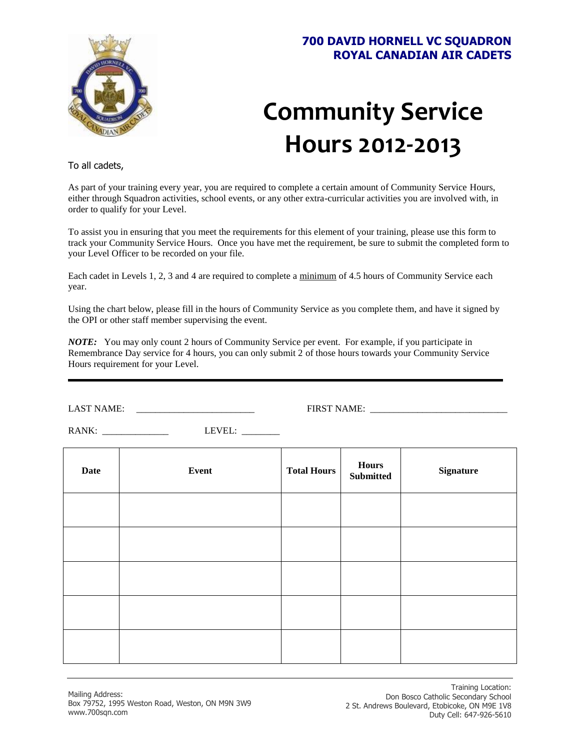**700 DAVID HORNELL VC SQUADRON**
**ROYAL CANADIAN AIR CADETS**

# Community Service Hours 2012-2013

To all cadets,

As part of your training every year, you are required to complete a certain amount of Community Service Hours, either through Squadron activities, school events, or any other extra-curricular activities you are involved with, in order to qualify for your Level.

To assist you in ensuring that you meet the requirements for this element of your training, please use this form to track your Community Service Hours. Once you have met the requirement, be sure to submit the completed form to your Level Officer to be recorded on your file.

Each cadet in Levels 1, 2, 3 and 4 are required to complete a minimum of 4.5 hours of Community Service each year.

Using the chart below, please fill in the hours of Community Service as you complete them, and have it signed by the OPI or other staff member supervising the event.

***NOTE:*** You may only count 2 hours of Community Service per event. For example, if you participate in Remembrance Day service for 4 hours, you can only submit 2 of those hours towards your Community Service Hours requirement for your Level.

---

LAST NAME: _________________________ FIRST NAME: ____________________________

RANK: ______________ LEVEL: ________

| Date | Event | Total Hours | Hours Submitted | Signature |
|---|---|---|---|---|
| | | | | |
| | | | | |
| | | | | |
| | | | | |
| | | | | |

Mailing Address:
Box 79752, 1995 Weston Road, Weston, ON M9N 3W9
www.700sqn.com

Training Location:
Don Bosco Catholic Secondary School
2 St. Andrews Boulevard, Etobicoke, ON M9E 1V8
Duty Cell: 647-926-5610